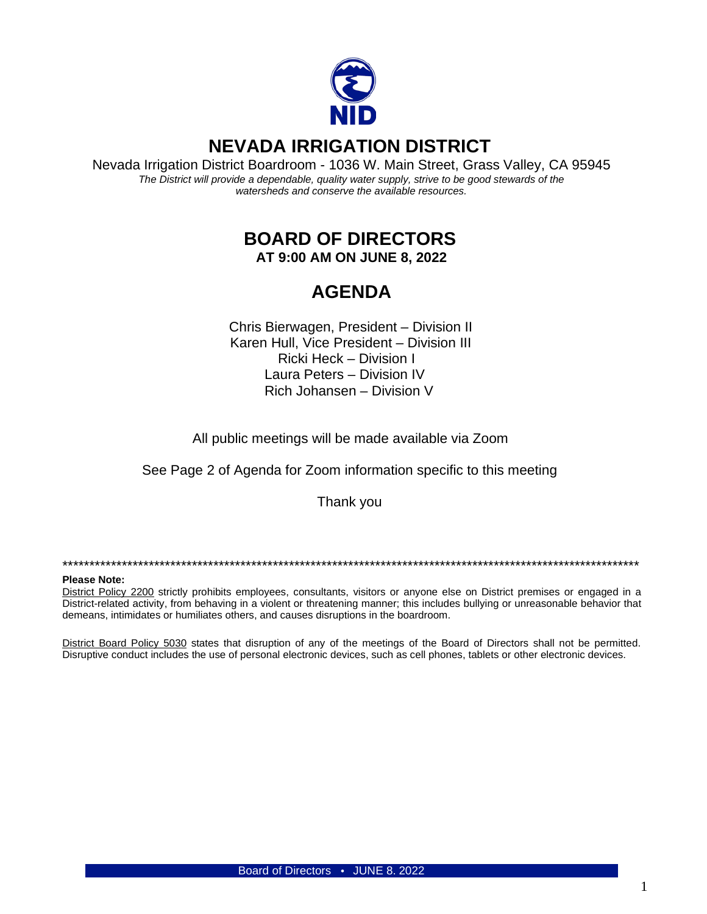# NEVADA IRRIGATION DISTRICT

Nevada Irrigation District Boardroom - 1036 W. Main Street, Grass Valley, CA 95945

*The District will provide a dependable, quality water supply, strive to be good stewards of the watersheds and conserve the available resources.*

## BOARD OF DIRECTORS

**AT 9:00 AM ON JUNE 8, 2022**

## AGENDA

Chris Bierwagen, President – Division II
Karen Hull, Vice President – Division III
Ricki Heck – Division I
Laura Peters – Division IV
Rich Johansen – Division V

All public meetings will be made available via Zoom

See Page 2 of Agenda for Zoom information specific to this meeting

Thank you

---

**Please Note:**

District Policy 2200 strictly prohibits employees, consultants, visitors or anyone else on District premises or engaged in a District-related activity, from behaving in a violent or threatening manner; this includes bullying or unreasonable behavior that demeans, intimidates or humiliates others, and causes disruptions in the boardroom.

District Board Policy 5030 states that disruption of any of the meetings of the Board of Directors shall not be permitted. Disruptive conduct includes the use of personal electronic devices, such as cell phones, tablets or other electronic devices.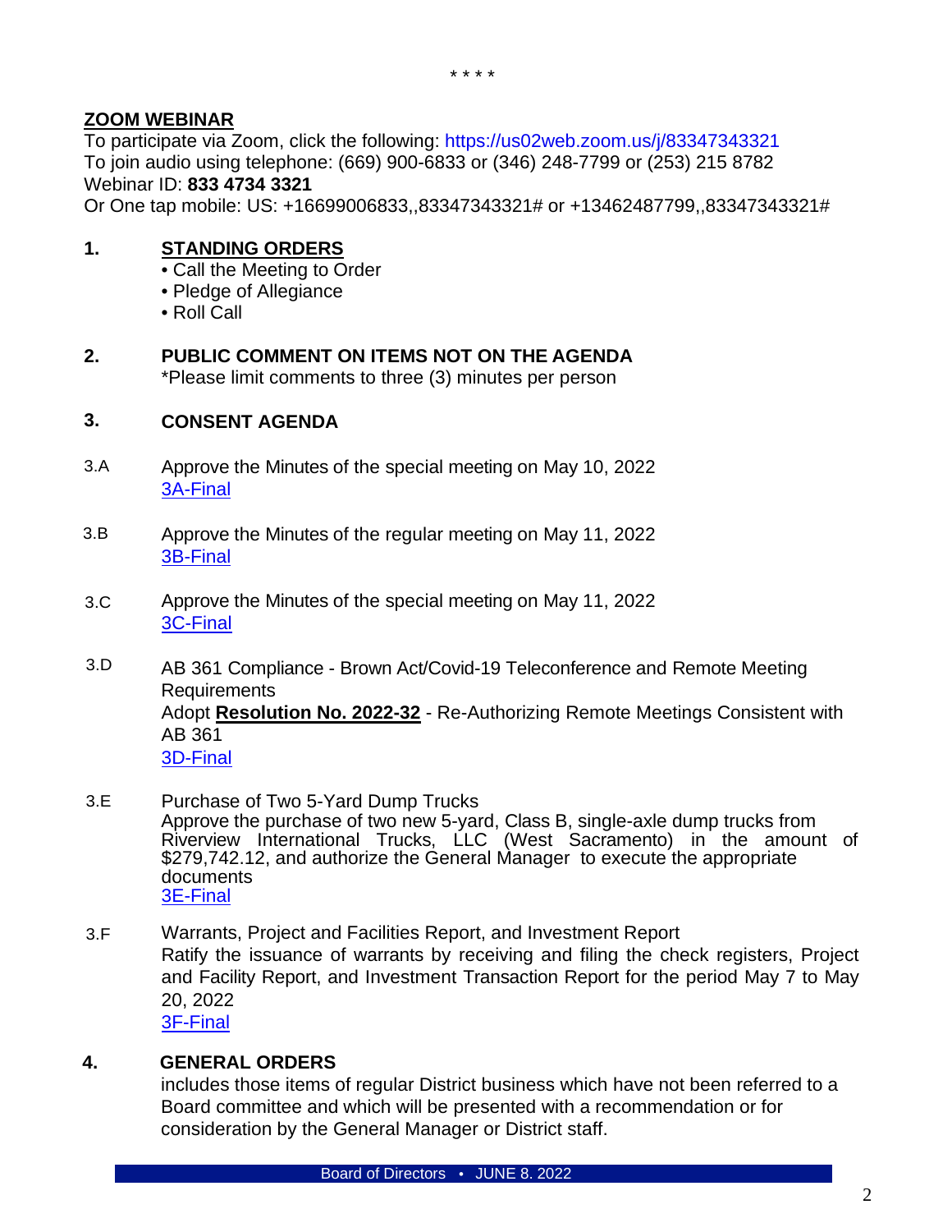\* \* \* \*

**ZOOM WEBINAR**

To participate via Zoom, click the following: https://us02web.zoom.us/j/83347343321
To join audio using telephone: (669) 900-6833 or (346) 248-7799 or (253) 215 8782
Webinar ID: **833 4734 3321**
Or One tap mobile: US: +16699006833,,83347343321# or +13462487799,,83347343321#

## 1. STANDING ORDERS

- Call the Meeting to Order
- Pledge of Allegiance
- Roll Call

## 2. PUBLIC COMMENT ON ITEMS NOT ON THE AGENDA

*Please limit comments to three (3) minutes per person

## 3. CONSENT AGENDA

3.A Approve the Minutes of the special meeting on May 10, 2022
3A-Final

3.B Approve the Minutes of the regular meeting on May 11, 2022
3B-Final

3.C Approve the Minutes of the special meeting on May 11, 2022
3C-Final

3.D AB 361 Compliance - Brown Act/Covid-19 Teleconference and Remote Meeting Requirements
Adopt **Resolution No. 2022-32** - Re-Authorizing Remote Meetings Consistent with AB 361
3D-Final

3.E Purchase of Two 5-Yard Dump Trucks
Approve the purchase of two new 5-yard, Class B, single-axle dump trucks from Riverview International Trucks, LLC (West Sacramento) in the amount of $279,742.12, and authorize the General Manager to execute the appropriate documents
3E-Final

3.F Warrants, Project and Facilities Report, and Investment Report
Ratify the issuance of warrants by receiving and filing the check registers, Project and Facility Report, and Investment Transaction Report for the period May 7 to May 20, 2022
3F-Final

## 4. GENERAL ORDERS

includes those items of regular District business which have not been referred to a Board committee and which will be presented with a recommendation or for consideration by the General Manager or District staff.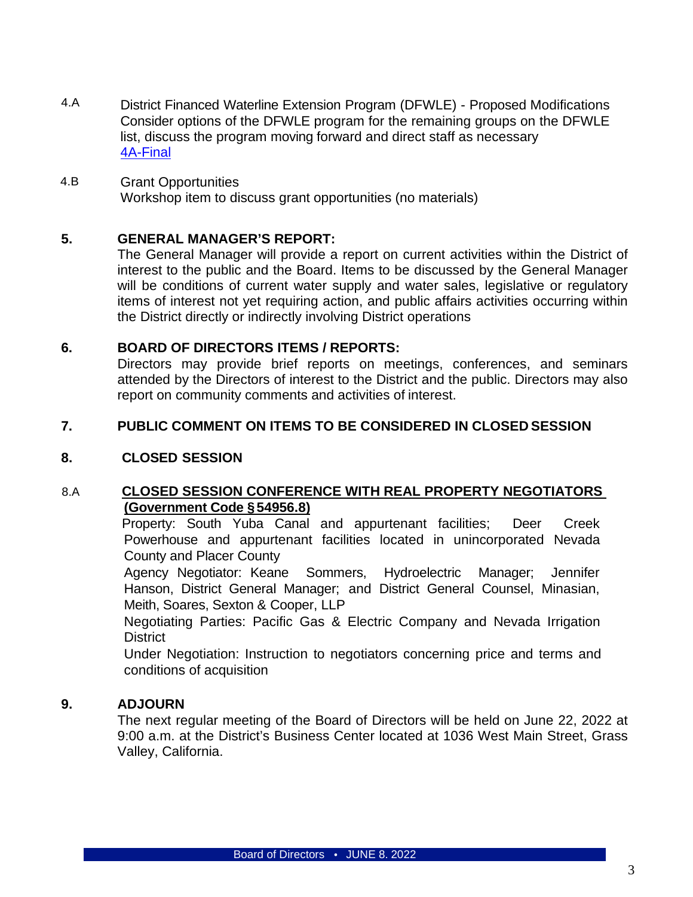4.A District Financed Waterline Extension Program (DFWLE) - Proposed Modifications
Consider options of the DFWLE program for the remaining groups on the DFWLE list, discuss the program moving forward and direct staff as necessary
4A-Final

4.B Grant Opportunities
Workshop item to discuss grant opportunities (no materials)

**5. GENERAL MANAGER'S REPORT:**

The General Manager will provide a report on current activities within the District of interest to the public and the Board. Items to be discussed by the General Manager will be conditions of current water supply and water sales, legislative or regulatory items of interest not yet requiring action, and public affairs activities occurring within the District directly or indirectly involving District operations

**6. BOARD OF DIRECTORS ITEMS / REPORTS:**

Directors may provide brief reports on meetings, conferences, and seminars attended by the Directors of interest to the District and the public. Directors may also report on community comments and activities of interest.

**7. PUBLIC COMMENT ON ITEMS TO BE CONSIDERED IN CLOSED SESSION**

**8. CLOSED SESSION**

8.A **CLOSED SESSION CONFERENCE WITH REAL PROPERTY NEGOTIATORS (Government Code § 54956.8)**

Property: South Yuba Canal and appurtenant facilities; Deer Creek Powerhouse and appurtenant facilities located in unincorporated Nevada County and Placer County

Agency Negotiator: Keane Sommers, Hydroelectric Manager; Jennifer Hanson, District General Manager; and District General Counsel, Minasian, Meith, Soares, Sexton & Cooper, LLP

Negotiating Parties: Pacific Gas & Electric Company and Nevada Irrigation District

Under Negotiation: Instruction to negotiators concerning price and terms and conditions of acquisition

**9. ADJOURN**

The next regular meeting of the Board of Directors will be held on June 22, 2022 at 9:00 a.m. at the District's Business Center located at 1036 West Main Street, Grass Valley, California.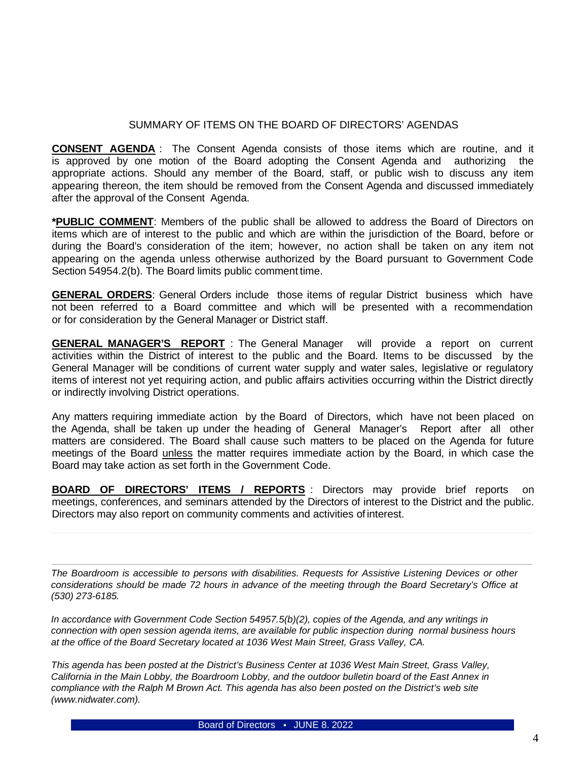## SUMMARY OF ITEMS ON THE BOARD OF DIRECTORS' AGENDAS

**CONSENT AGENDA** : The Consent Agenda consists of those items which are routine, and it is approved by one motion of the Board adopting the Consent Agenda and authorizing the appropriate actions. Should any member of the Board, staff, or public wish to discuss any item appearing thereon, the item should be removed from the Consent Agenda and discussed immediately after the approval of the Consent Agenda.

**\*PUBLIC COMMENT**: Members of the public shall be allowed to address the Board of Directors on items which are of interest to the public and which are within the jurisdiction of the Board, before or during the Board's consideration of the item; however, no action shall be taken on any item not appearing on the agenda unless otherwise authorized by the Board pursuant to Government Code Section 54954.2(b). The Board limits public comment time.

**GENERAL ORDERS**: General Orders include those items of regular District business which have not been referred to a Board committee and which will be presented with a recommendation or for consideration by the General Manager or District staff.

**GENERAL MANAGER'S REPORT** : The General Manager will provide a report on current activities within the District of interest to the public and the Board. Items to be discussed by the General Manager will be conditions of current water supply and water sales, legislative or regulatory items of interest not yet requiring action, and public affairs activities occurring within the District directly or indirectly involving District operations.

Any matters requiring immediate action by the Board of Directors, which have not been placed on the Agenda, shall be taken up under the heading of General Manager's Report after all other matters are considered. The Board shall cause such matters to be placed on the Agenda for future meetings of the Board unless the matter requires immediate action by the Board, in which case the Board may take action as set forth in the Government Code.

**BOARD OF DIRECTORS' ITEMS / REPORTS** : Directors may provide brief reports on meetings, conferences, and seminars attended by the Directors of interest to the District and the public. Directors may also report on community comments and activities of interest.

---

*The Boardroom is accessible to persons with disabilities. Requests for Assistive Listening Devices or other considerations should be made 72 hours in advance of the meeting through the Board Secretary's Office at (530) 273-6185.*

*In accordance with Government Code Section 54957.5(b)(2), copies of the Agenda, and any writings in connection with open session agenda items, are available for public inspection during normal business hours at the office of the Board Secretary located at 1036 West Main Street, Grass Valley, CA.*

*This agenda has been posted at the District's Business Center at 1036 West Main Street, Grass Valley, California in the Main Lobby, the Boardroom Lobby, and the outdoor bulletin board of the East Annex in compliance with the Ralph M Brown Act. This agenda has also been posted on the District's web site (www.nidwater.com).*